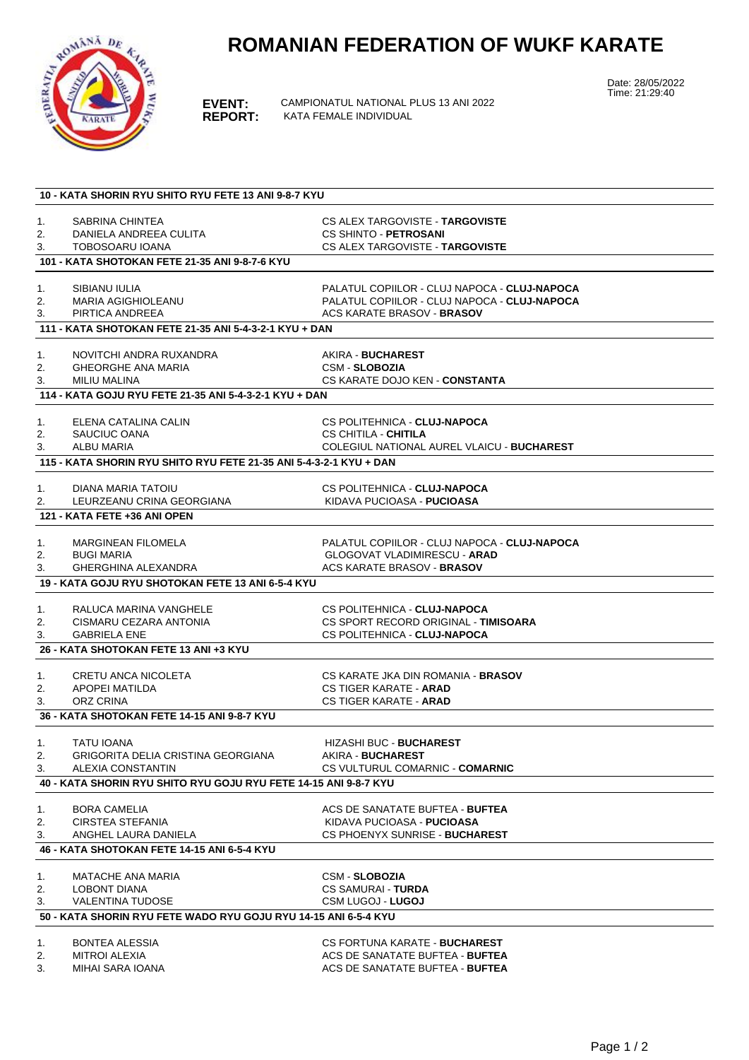# ROMANIAN FEDERATION OF WUKF KARATE

Date: 28/05/2022
Time: 21:29:40

**EVENT:** CAMPIONATUL NATIONAL PLUS 13 ANI 2022
**REPORT:** KATA FEMALE INDIVIDUAL

### 10 - KATA SHORIN RYU SHITO RYU FETE 13 ANI 9-8-7 KYU

| | | |
|---|---|---|
| 1. | SABRINA CHINTEA | CS ALEX TARGOVISTE - **TARGOVISTE** |
| 2. | DANIELA ANDREEA CULITA | CS SHINTO - **PETROSANI** |
| 3. | TOBOSOARU IOANA | CS ALEX TARGOVISTE - **TARGOVISTE** |

### 101 - KATA SHOTOKAN FETE 21-35 ANI 9-8-7-6 KYU

| | | |
|---|---|---|
| 1. | SIBIANU IULIA | PALATUL COPIILOR - CLUJ NAPOCA - **CLUJ-NAPOCA** |
| 2. | MARIA AGIGHIOLEANU | PALATUL COPIILOR - CLUJ NAPOCA - **CLUJ-NAPOCA** |
| 3. | PIRTICA ANDREEA | ACS KARATE BRASOV - **BRASOV** |

### 111 - KATA SHOTOKAN FETE 21-35 ANI 5-4-3-2-1 KYU + DAN

| | | |
|---|---|---|
| 1. | NOVITCHI ANDRA RUXANDRA | AKIRA - **BUCHAREST** |
| 2. | GHEORGHE ANA MARIA | CSM - **SLOBOZIA** |
| 3. | MILIU MALINA | CS KARATE DOJO KEN - **CONSTANTA** |

### 114 - KATA GOJU RYU FETE 21-35 ANI 5-4-3-2-1 KYU + DAN

| | | |
|---|---|---|
| 1. | ELENA CATALINA CALIN | CS POLITEHNICA - **CLUJ-NAPOCA** |
| 2. | SAUCIUC OANA | CS CHITILA - **CHITILA** |
| 3. | ALBU MARIA | COLEGIUL NATIONAL AUREL VLAICU - **BUCHAREST** |

### 115 - KATA SHORIN RYU SHITO RYU FETE 21-35 ANI 5-4-3-2-1 KYU + DAN

| | | |
|---|---|---|
| 1. | DIANA MARIA TATOIU | CS POLITEHNICA - **CLUJ-NAPOCA** |
| 2. | LEURZEANU CRINA GEORGIANA | KIDAVA PUCIOASA - **PUCIOASA** |

### 121 - KATA FETE +36 ANI OPEN

| | | |
|---|---|---|
| 1. | MARGINEAN FILOMELA | PALATUL COPIILOR - CLUJ NAPOCA - **CLUJ-NAPOCA** |
| 2. | BUGI MARIA | GLOGOVAT VLADIMIRESCU - **ARAD** |
| 3. | GHERGHINA ALEXANDRA | ACS KARATE BRASOV - **BRASOV** |

### 19 - KATA GOJU RYU SHOTOKAN FETE 13 ANI 6-5-4 KYU

| | | |
|---|---|---|
| 1. | RALUCA MARINA VANGHELE | CS POLITEHNICA - **CLUJ-NAPOCA** |
| 2. | CISMARU CEZARA ANTONIA | CS SPORT RECORD ORIGINAL - **TIMISOARA** |
| 3. | GABRIELA ENE | CS POLITEHNICA - **CLUJ-NAPOCA** |

### 26 - KATA SHOTOKAN FETE 13 ANI +3 KYU

| | | |
|---|---|---|
| 1. | CRETU ANCA NICOLETA | CS KARATE JKA DIN ROMANIA - **BRASOV** |
| 2. | APOPEI MATILDA | CS TIGER KARATE - **ARAD** |
| 3. | ORZ CRINA | CS TIGER KARATE - **ARAD** |

### 36 - KATA SHOTOKAN FETE 14-15 ANI 9-8-7 KYU

| | | |
|---|---|---|
| 1. | TATU IOANA | HIZASHI BUC - **BUCHAREST** |
| 2. | GRIGORITA DELIA CRISTINA GEORGIANA | AKIRA - **BUCHAREST** |
| 3. | ALEXIA CONSTANTIN | CS VULTURUL COMARNIC - **COMARNIC** |

### 40 - KATA SHORIN RYU SHITO RYU GOJU RYU FETE 14-15 ANI 9-8-7 KYU

| | | |
|---|---|---|
| 1. | BORA CAMELIA | ACS DE SANATATE BUFTEA - **BUFTEA** |
| 2. | CIRSTEA STEFANIA | KIDAVA PUCIOASA - **PUCIOASA** |
| 3. | ANGHEL LAURA DANIELA | CS PHOENYX SUNRISE - **BUCHAREST** |

### 46 - KATA SHOTOKAN FETE 14-15 ANI 6-5-4 KYU

| | | |
|---|---|---|
| 1. | MATACHE ANA MARIA | CSM - **SLOBOZIA** |
| 2. | LOBONT DIANA | CS SAMURAI - **TURDA** |
| 3. | VALENTINA TUDOSE | CSM LUGOJ - **LUGOJ** |

### 50 - KATA SHORIN RYU FETE WADO RYU GOJU RYU 14-15 ANI 6-5-4 KYU

| | | |
|---|---|---|
| 1. | BONTEA ALESSIA | CS FORTUNA KARATE - **BUCHAREST** |
| 2. | MITROI ALEXIA | ACS DE SANATATE BUFTEA - **BUFTEA** |
| 3. | MIHAI SARA IOANA | ACS DE SANATATE BUFTEA - **BUFTEA** |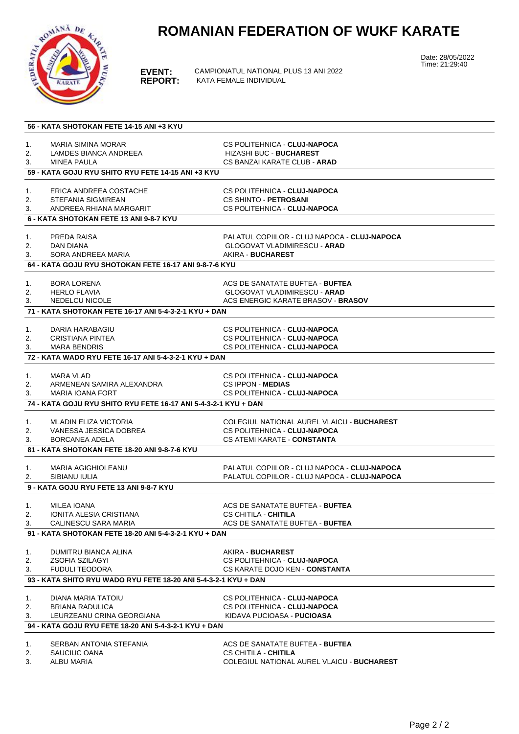# ROMANIAN FEDERATION OF WUKF KARATE

Date: 28/05/2022
Time: 21:29:40

**EVENT:** CAMPIONATUL NATIONAL PLUS 13 ANI 2022
**REPORT:** KATA FEMALE INDIVIDUAL

### 56 - KATA SHOTOKAN FETE 14-15 ANI +3 KYU

| | | |
|---|---|---|
| 1. | MARIA SIMINA MORAR | CS POLITEHNICA - **CLUJ-NAPOCA** |
| 2. | LAMDES BIANCA ANDREEA | HIZASHI BUC - **BUCHAREST** |
| 3. | MINEA PAULA | CS BANZAI KARATE CLUB - **ARAD** |

### 59 - KATA GOJU RYU SHITO RYU FETE 14-15 ANI +3 KYU

| | | |
|---|---|---|
| 1. | ERICA ANDREEA COSTACHE | CS POLITEHNICA - **CLUJ-NAPOCA** |
| 2. | STEFANIA SIGMIREAN | CS SHINTO - **PETROSANI** |
| 3. | ANDREEA RHIANA MARGARIT | CS POLITEHNICA - **CLUJ-NAPOCA** |

### 6 - KATA SHOTOKAN FETE 13 ANI 9-8-7 KYU

| | | |
|---|---|---|
| 1. | PREDA RAISA | PALATUL COPIILOR - CLUJ NAPOCA - **CLUJ-NAPOCA** |
| 2. | DAN DIANA | GLOGOVAT VLADIMIRESCU - **ARAD** |
| 3. | SORA ANDREEA MARIA | AKIRA - **BUCHAREST** |

### 64 - KATA GOJU RYU SHOTOKAN FETE 16-17 ANI 9-8-7-6 KYU

| | | |
|---|---|---|
| 1. | BORA LORENA | ACS DE SANATATE BUFTEA - **BUFTEA** |
| 2. | HERLO FLAVIA | GLOGOVAT VLADIMIRESCU - **ARAD** |
| 3. | NEDELCU NICOLE | ACS ENERGIC KARATE BRASOV - **BRASOV** |

### 71 - KATA SHOTOKAN FETE 16-17 ANI 5-4-3-2-1 KYU + DAN

| | | |
|---|---|---|
| 1. | DARIA HARABAGIU | CS POLITEHNICA - **CLUJ-NAPOCA** |
| 2. | CRISTIANA PINTEA | CS POLITEHNICA - **CLUJ-NAPOCA** |
| 3. | MARA BENDRIS | CS POLITEHNICA - **CLUJ-NAPOCA** |

### 72 - KATA WADO RYU FETE 16-17 ANI 5-4-3-2-1 KYU + DAN

| | | |
|---|---|---|
| 1. | MARA VLAD | CS POLITEHNICA - **CLUJ-NAPOCA** |
| 2. | ARMENEAN SAMIRA ALEXANDRA | CS IPPON - **MEDIAS** |
| 3. | MARIA IOANA FORT | CS POLITEHNICA - **CLUJ-NAPOCA** |

### 74 - KATA GOJU RYU SHITO RYU FETE 16-17 ANI 5-4-3-2-1 KYU + DAN

| | | |
|---|---|---|
| 1. | MLADIN ELIZA VICTORIA | COLEGIUL NATIONAL AUREL VLAICU - **BUCHAREST** |
| 2. | VANESSA JESSICA DOBREA | CS POLITEHNICA - **CLUJ-NAPOCA** |
| 3. | BORCANEA ADELA | CS ATEMI KARATE - **CONSTANTA** |

### 81 - KATA SHOTOKAN FETE 18-20 ANI 9-8-7-6 KYU

| | | |
|---|---|---|
| 1. | MARIA AGIGHIOLEANU | PALATUL COPIILOR - CLUJ NAPOCA - **CLUJ-NAPOCA** |
| 2. | SIBIANU IULIA | PALATUL COPIILOR - CLUJ NAPOCA - **CLUJ-NAPOCA** |

### 9 - KATA GOJU RYU FETE 13 ANI 9-8-7 KYU

| | | |
|---|---|---|
| 1. | MILEA IOANA | ACS DE SANATATE BUFTEA - **BUFTEA** |
| 2. | IONITA ALESIA CRISTIANA | CS CHITILA - **CHITILA** |
| 3. | CALINESCU SARA MARIA | ACS DE SANATATE BUFTEA - **BUFTEA** |

### 91 - KATA SHOTOKAN FETE 18-20 ANI 5-4-3-2-1 KYU + DAN

| | | |
|---|---|---|
| 1. | DUMITRU BIANCA ALINA | AKIRA - **BUCHAREST** |
| 2. | ZSOFIA SZILAGYI | CS POLITEHNICA - **CLUJ-NAPOCA** |
| 3. | FUDULI TEODORA | CS KARATE DOJO KEN - **CONSTANTA** |

### 93 - KATA SHITO RYU WADO RYU FETE 18-20 ANI 5-4-3-2-1 KYU + DAN

| | | |
|---|---|---|
| 1. | DIANA MARIA TATOIU | CS POLITEHNICA - **CLUJ-NAPOCA** |
| 2. | BRIANA RADULICA | CS POLITEHNICA - **CLUJ-NAPOCA** |
| 3. | LEURZEANU CRINA GEORGIANA | KIDAVA PUCIOASA - **PUCIOASA** |

### 94 - KATA GOJU RYU FETE 18-20 ANI 5-4-3-2-1 KYU + DAN

| | | |
|---|---|---|
| 1. | SERBAN ANTONIA STEFANIA | ACS DE SANATATE BUFTEA - **BUFTEA** |
| 2. | SAUCIUC OANA | CS CHITILA - **CHITILA** |
| 3. | ALBU MARIA | COLEGIUL NATIONAL AUREL VLAICU - **BUCHAREST** |